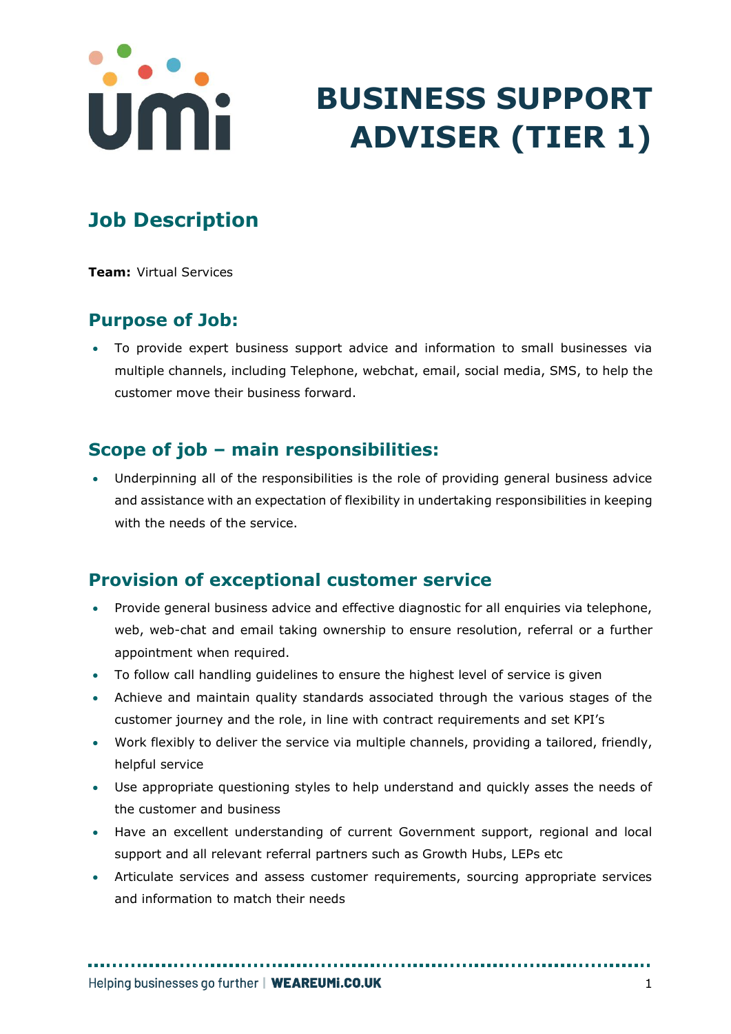# BUSINESS SUPPORT ADVISER (TIER 1)

## Job Description

**Team:** Virtual Services

## Purpose of Job:

- To provide expert business support advice and information to small businesses via multiple channels, including Telephone, webchat, email, social media, SMS, to help the customer move their business forward.

## Scope of job – main responsibilities:

- Underpinning all of the responsibilities is the role of providing general business advice and assistance with an expectation of flexibility in undertaking responsibilities in keeping with the needs of the service.

## Provision of exceptional customer service

- Provide general business advice and effective diagnostic for all enquiries via telephone, web, web-chat and email taking ownership to ensure resolution, referral or a further appointment when required.
- To follow call handling guidelines to ensure the highest level of service is given
- Achieve and maintain quality standards associated through the various stages of the customer journey and the role, in line with contract requirements and set KPI's
- Work flexibly to deliver the service via multiple channels, providing a tailored, friendly, helpful service
- Use appropriate questioning styles to help understand and quickly asses the needs of the customer and business
- Have an excellent understanding of current Government support, regional and local support and all relevant referral partners such as Growth Hubs, LEPs etc
- Articulate services and assess customer requirements, sourcing appropriate services and information to match their needs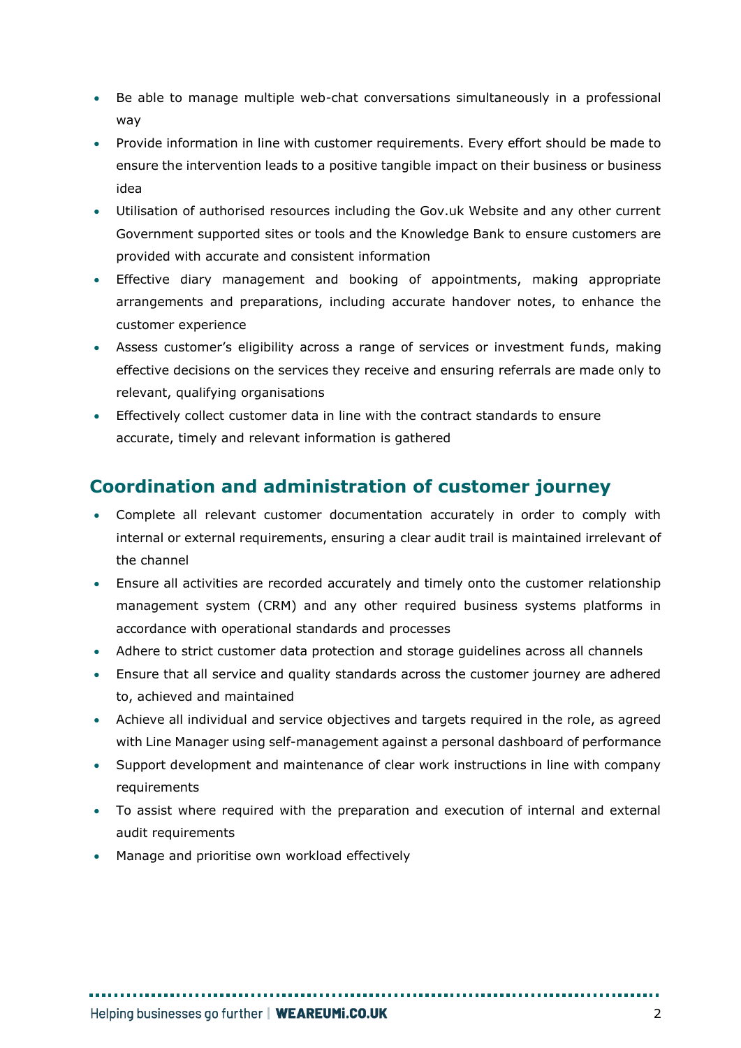- Be able to manage multiple web-chat conversations simultaneously in a professional way
- Provide information in line with customer requirements. Every effort should be made to ensure the intervention leads to a positive tangible impact on their business or business idea
- Utilisation of authorised resources including the Gov.uk Website and any other current Government supported sites or tools and the Knowledge Bank to ensure customers are provided with accurate and consistent information
- Effective diary management and booking of appointments, making appropriate arrangements and preparations, including accurate handover notes, to enhance the customer experience
- Assess customer's eligibility across a range of services or investment funds, making effective decisions on the services they receive and ensuring referrals are made only to relevant, qualifying organisations
- Effectively collect customer data in line with the contract standards to ensure accurate, timely and relevant information is gathered

## Coordination and administration of customer journey

- Complete all relevant customer documentation accurately in order to comply with internal or external requirements, ensuring a clear audit trail is maintained irrelevant of the channel
- Ensure all activities are recorded accurately and timely onto the customer relationship management system (CRM) and any other required business systems platforms in accordance with operational standards and processes
- Adhere to strict customer data protection and storage guidelines across all channels
- Ensure that all service and quality standards across the customer journey are adhered to, achieved and maintained
- Achieve all individual and service objectives and targets required in the role, as agreed with Line Manager using self-management against a personal dashboard of performance
- Support development and maintenance of clear work instructions in line with company requirements
- To assist where required with the preparation and execution of internal and external audit requirements
- Manage and prioritise own workload effectively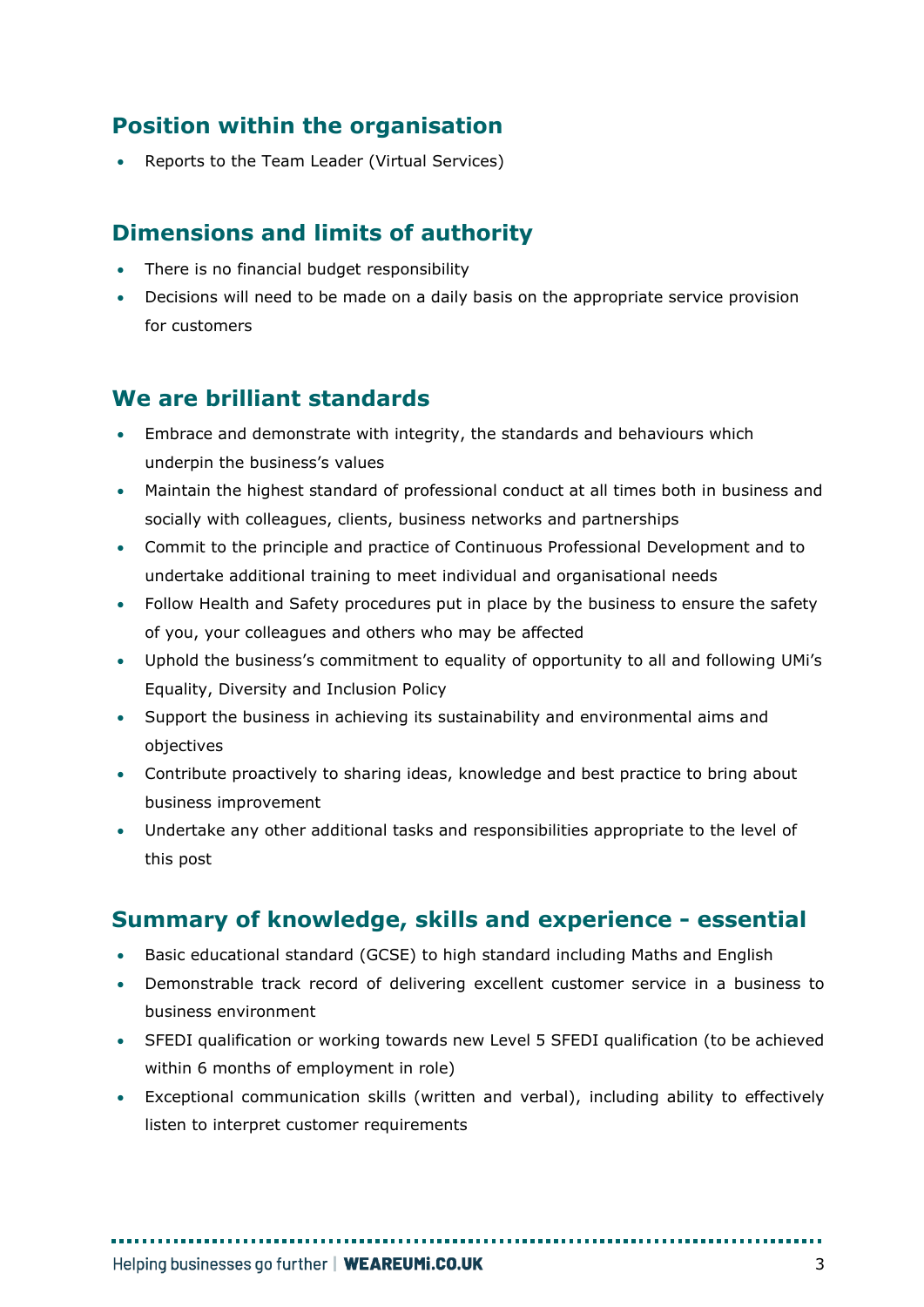## Position within the organisation

- Reports to the Team Leader (Virtual Services)

## Dimensions and limits of authority

- There is no financial budget responsibility
- Decisions will need to be made on a daily basis on the appropriate service provision for customers

## We are brilliant standards

- Embrace and demonstrate with integrity, the standards and behaviours which underpin the business's values
- Maintain the highest standard of professional conduct at all times both in business and socially with colleagues, clients, business networks and partnerships
- Commit to the principle and practice of Continuous Professional Development and to undertake additional training to meet individual and organisational needs
- Follow Health and Safety procedures put in place by the business to ensure the safety of you, your colleagues and others who may be affected
- Uphold the business's commitment to equality of opportunity to all and following UMi's Equality, Diversity and Inclusion Policy
- Support the business in achieving its sustainability and environmental aims and objectives
- Contribute proactively to sharing ideas, knowledge and best practice to bring about business improvement
- Undertake any other additional tasks and responsibilities appropriate to the level of this post

## Summary of knowledge, skills and experience - essential

- Basic educational standard (GCSE) to high standard including Maths and English
- Demonstrable track record of delivering excellent customer service in a business to business environment
- SFEDI qualification or working towards new Level 5 SFEDI qualification (to be achieved within 6 months of employment in role)
- Exceptional communication skills (written and verbal), including ability to effectively listen to interpret customer requirements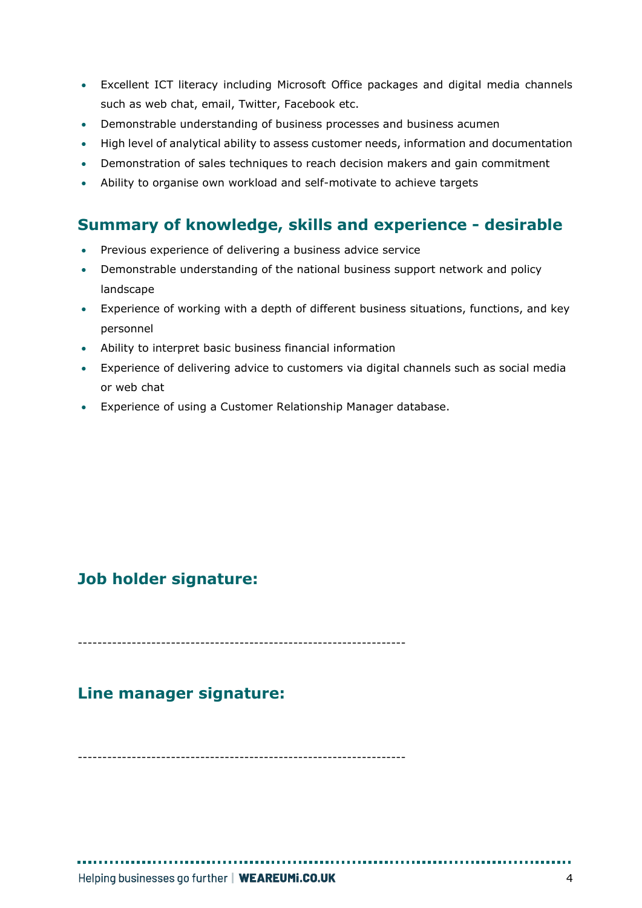- Excellent ICT literacy including Microsoft Office packages and digital media channels such as web chat, email, Twitter, Facebook etc.
- Demonstrable understanding of business processes and business acumen
- High level of analytical ability to assess customer needs, information and documentation
- Demonstration of sales techniques to reach decision makers and gain commitment
- Ability to organise own workload and self-motivate to achieve targets

## Summary of knowledge, skills and experience - desirable

- Previous experience of delivering a business advice service
- Demonstrable understanding of the national business support network and policy landscape
- Experience of working with a depth of different business situations, functions, and key personnel
- Ability to interpret basic business financial information
- Experience of delivering advice to customers via digital channels such as social media or web chat
- Experience of using a Customer Relationship Manager database.

## Job holder signature:

------------------------------------------------------------------

## Line manager signature:

------------------------------------------------------------------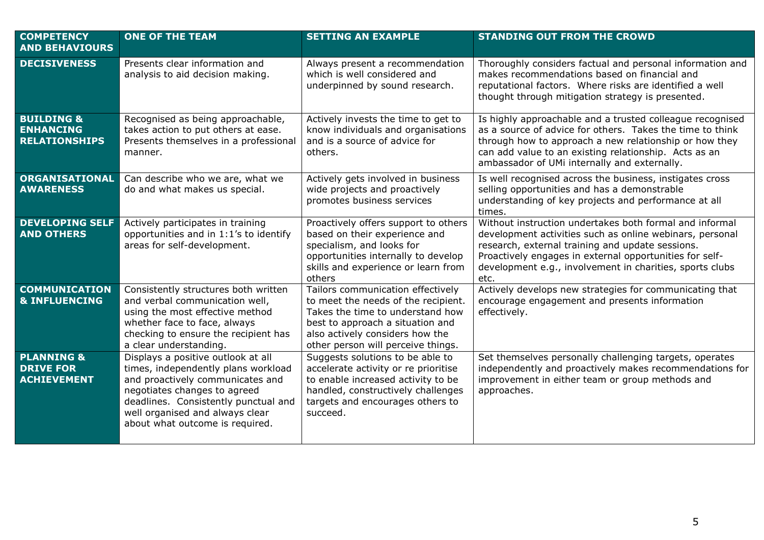| COMPETENCY AND BEHAVIOURS | ONE OF THE TEAM | SETTING AN EXAMPLE | STANDING OUT FROM THE CROWD |
|---|---|---|---|
| **DECISIVENESS** | Presents clear information and analysis to aid decision making. | Always present a recommendation which is well considered and underpinned by sound research. | Thoroughly considers factual and personal information and makes recommendations based on financial and reputational factors. Where risks are identified a well thought through mitigation strategy is presented. |
| **BUILDING & ENHANCING RELATIONSHIPS** | Recognised as being approachable, takes action to put others at ease. Presents themselves in a professional manner. | Actively invests the time to get to know individuals and organisations and is a source of advice for others. | Is highly approachable and a trusted colleague recognised as a source of advice for others. Takes the time to think through how to approach a new relationship or how they can add value to an existing relationship. Acts as an ambassador of UMi internally and externally. |
| **ORGANISATIONAL AWARENESS** | Can describe who we are, what we do and what makes us special. | Actively gets involved in business wide projects and proactively promotes business services | Is well recognised across the business, instigates cross selling opportunities and has a demonstrable understanding of key projects and performance at all times. |
| **DEVELOPING SELF AND OTHERS** | Actively participates in training opportunities and in 1:1's to identify areas for self-development. | Proactively offers support to others based on their experience and specialism, and looks for opportunities internally to develop skills and experience or learn from others | Without instruction undertakes both formal and informal development activities such as online webinars, personal research, external training and update sessions. Proactively engages in external opportunities for self-development e.g., involvement in charities, sports clubs etc. |
| **COMMUNICATION & INFLUENCING** | Consistently structures both written and verbal communication well, using the most effective method whether face to face, always checking to ensure the recipient has a clear understanding. | Tailors communication effectively to meet the needs of the recipient. Takes the time to understand how best to approach a situation and also actively considers how the other person will perceive things. | Actively develops new strategies for communicating that encourage engagement and presents information effectively. |
| **PLANNING & DRIVE FOR ACHIEVEMENT** | Displays a positive outlook at all times, independently plans workload and proactively communicates and negotiates changes to agreed deadlines. Consistently punctual and well organised and always clear about what outcome is required. | Suggests solutions to be able to accelerate activity or re prioritise to enable increased activity to be handled, constructively challenges targets and encourages others to succeed. | Set themselves personally challenging targets, operates independently and proactively makes recommendations for improvement in either team or group methods and approaches. |